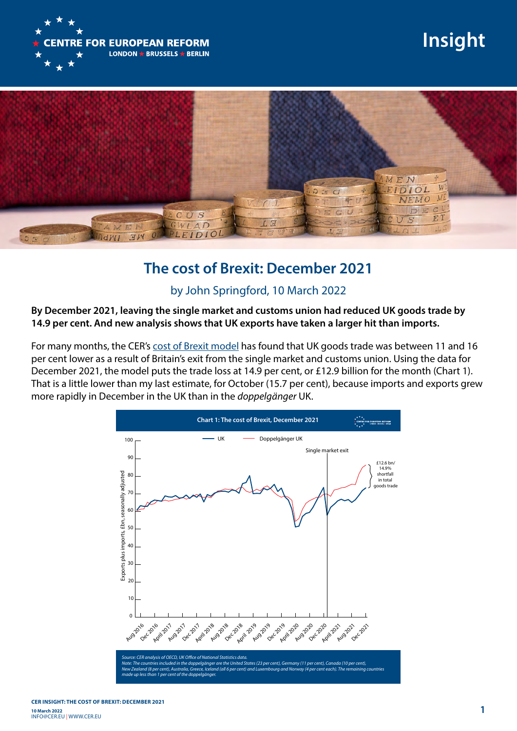# The cost of Brexit: December 2021

by John Springford, 10 March 2022

**By December 2021, leaving the single market and customs union had reduced UK goods trade by 14.9 per cent. And new analysis shows that UK exports have taken a larger hit than imports.**

For many months, the CER's cost of Brexit model has found that UK goods trade was between 11 and 16 per cent lower as a result of Britain's exit from the single market and customs union. Using the data for December 2021, the model puts the trade loss at 14.9 per cent, or £12.9 billion for the month (Chart 1). That is a little lower than my last estimate, for October (15.7 per cent), because imports and exports grew more rapidly in December in the UK than in the *doppelgänger* UK.

**Chart 1: The cost of Brexit, December 2021**

*Source: CER analysis of OECD, UK Office of National Statistics data.*
*Note: The countries included in the doppelgänger are the United States (23 per cent), Germany (11 per cent), Canada (10 per cent), New Zealand (8 per cent), Australia, Greece, Iceland (all 6 per cent) and Luxembourg and Norway (4 per cent each). The remaining countries made up less than 1 per cent of the doppelgänger.*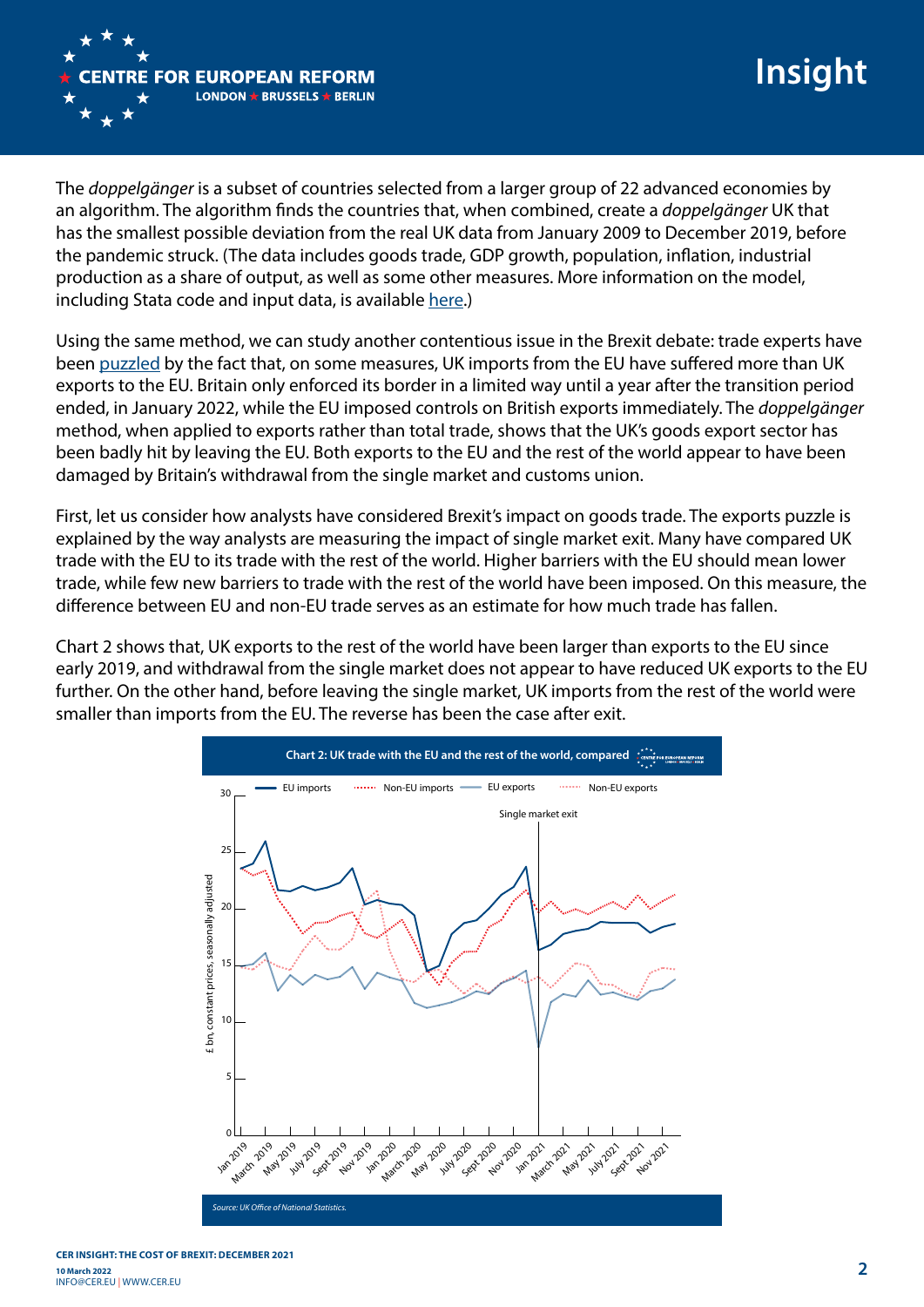The *doppelgänger* is a subset of countries selected from a larger group of 22 advanced economies by an algorithm. The algorithm finds the countries that, when combined, create a *doppelgänger* UK that has the smallest possible deviation from the real UK data from January 2009 to December 2019, before the pandemic struck. (The data includes goods trade, GDP growth, population, inflation, industrial production as a share of output, as well as some other measures. More information on the model, including Stata code and input data, is available here.)

Using the same method, we can study another contentious issue in the Brexit debate: trade experts have been puzzled by the fact that, on some measures, UK imports from the EU have suffered more than UK exports to the EU. Britain only enforced its border in a limited way until a year after the transition period ended, in January 2022, while the EU imposed controls on British exports immediately. The *doppelgänger* method, when applied to exports rather than total trade, shows that the UK's goods export sector has been badly hit by leaving the EU. Both exports to the EU and the rest of the world appear to have been damaged by Britain's withdrawal from the single market and customs union.

First, let us consider how analysts have considered Brexit's impact on goods trade. The exports puzzle is explained by the way analysts are measuring the impact of single market exit. Many have compared UK trade with the EU to its trade with the rest of the world. Higher barriers with the EU should mean lower trade, while few new barriers to trade with the rest of the world have been imposed. On this measure, the difference between EU and non-EU trade serves as an estimate for how much trade has fallen.

Chart 2 shows that, UK exports to the rest of the world have been larger than exports to the EU since early 2019, and withdrawal from the single market does not appear to have reduced UK exports to the EU further. On the other hand, before leaving the single market, UK imports from the rest of the world were smaller than imports from the EU. The reverse has been the case after exit.

**Chart 2: UK trade with the EU and the rest of the world, compared**

*Source: UK Office of National Statistics.*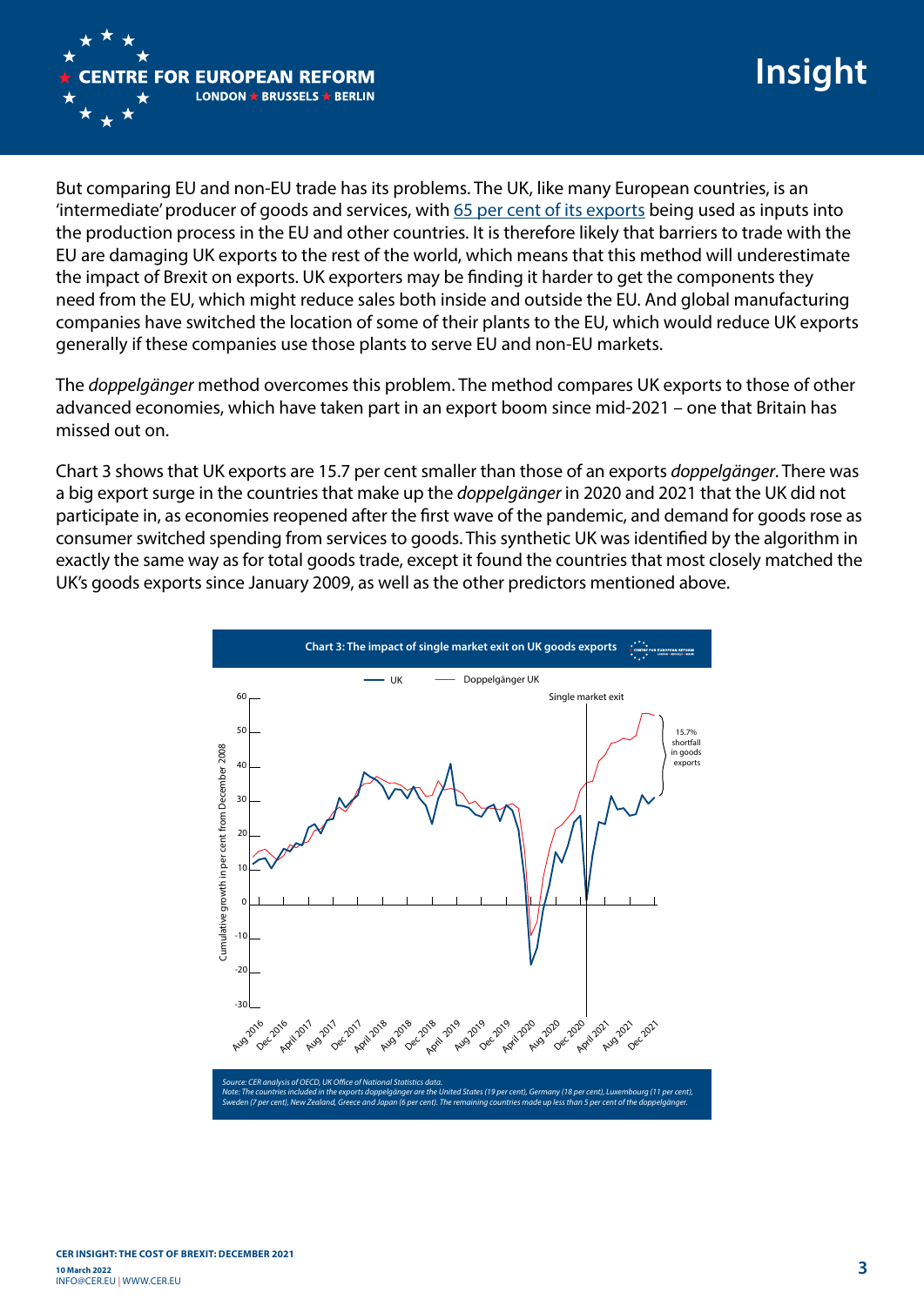But comparing EU and non-EU trade has its problems. The UK, like many European countries, is an 'intermediate' producer of goods and services, with 65 per cent of its exports being used as inputs into the production process in the EU and other countries. It is therefore likely that barriers to trade with the EU are damaging UK exports to the rest of the world, which means that this method will underestimate the impact of Brexit on exports. UK exporters may be finding it harder to get the components they need from the EU, which might reduce sales both inside and outside the EU. And global manufacturing companies have switched the location of some of their plants to the EU, which would reduce UK exports generally if these companies use those plants to serve EU and non-EU markets.

The *doppelgänger* method overcomes this problem. The method compares UK exports to those of other advanced economies, which have taken part in an export boom since mid-2021 – one that Britain has missed out on.

Chart 3 shows that UK exports are 15.7 per cent smaller than those of an exports *doppelgänger*. There was a big export surge in the countries that make up the *doppelgänger* in 2020 and 2021 that the UK did not participate in, as economies reopened after the first wave of the pandemic, and demand for goods rose as consumer switched spending from services to goods. This synthetic UK was identified by the algorithm in exactly the same way as for total goods trade, except it found the countries that most closely matched the UK's goods exports since January 2009, as well as the other predictors mentioned above.

**Chart 3: The impact of single market exit on UK goods exports**

*Source: CER analysis of OECD, UK Office of National Statistics data.*
*Note: The countries included in the exports doppelgänger are the United States (19 per cent), Germany (18 per cent), Luxembourg (11 per cent), Sweden (7 per cent), New Zealand, Greece and Japan (6 per cent each). The remaining countries made up less than 5 per cent of the doppelgänger.*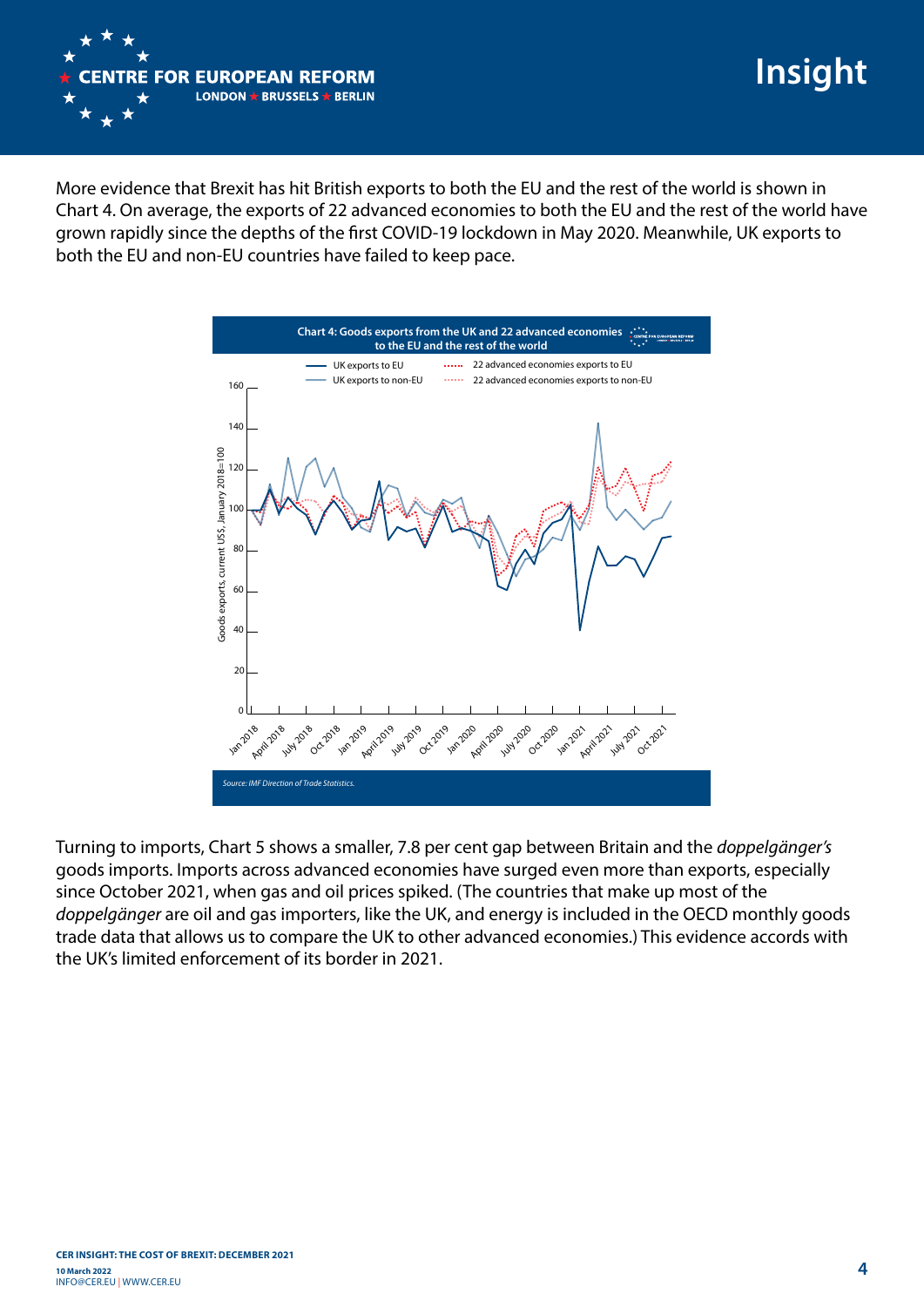More evidence that Brexit has hit British exports to both the EU and the rest of the world is shown in Chart 4. On average, the exports of 22 advanced economies to both the EU and the rest of the world have grown rapidly since the depths of the first COVID-19 lockdown in May 2020. Meanwhile, UK exports to both the EU and non-EU countries have failed to keep pace.

**Chart 4: Goods exports from the UK and 22 advanced economies to the EU and the rest of the world**

Source: IMF Direction of Trade Statistics.

Turning to imports, Chart 5 shows a smaller, 7.8 per cent gap between Britain and the *doppelgänger's* goods imports. Imports across advanced economies have surged even more than exports, especially since October 2021, when gas and oil prices spiked. (The countries that make up most of the *doppelgänger* are oil and gas importers, like the UK, and energy is included in the OECD monthly goods trade data that allows us to compare the UK to other advanced economies.) This evidence accords with the UK's limited enforcement of its border in 2021.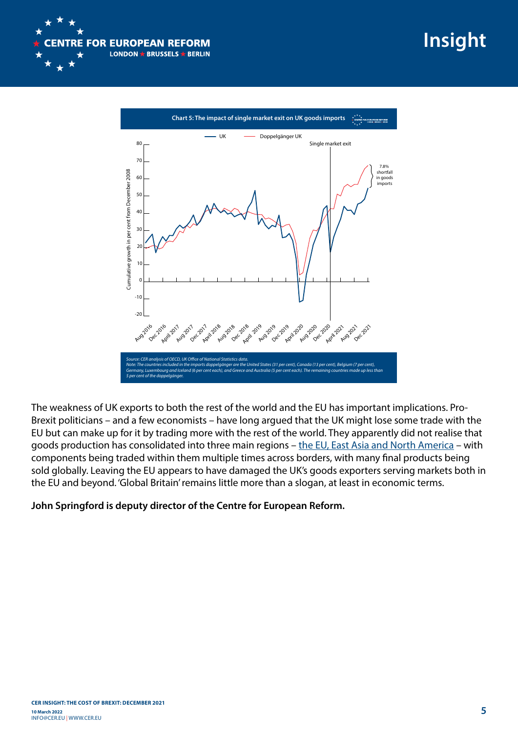**Chart 5: The impact of single market exit on UK goods imports**

UK
Doppelgänger UK

Single market exit

7.8% shortfall in goods imports

Cumulative growth in per cent from December 2008

80
70
60
50
40
30
20
10
0
-10
-20

Aug 2016
Dec 2016
April 2017
Aug 2017
Dec 2017
April 2018
Aug 2018
Dec 2018
April 2019
Aug 2019
Dec 2019
April 2020
Aug 2020
Dec 2020
April 2021
Aug 2021
Dec 2021

*Source: CER analysis of OECD, UK Office of National Statistics data.*
*Note: The countries included in the imports doppelgänger are the United States (31 per cent), Canada (13 per cent), Belgium (7 per cent), Germany, Luxembourg and Iceland (6 per cent each), and Greece and Australia (5 per cent each). The remaining countries made up less than 5 per cent of the doppelgänger.*

The weakness of UK exports to both the rest of the world and the EU has important implications. Pro-Brexit politicians – and a few economists – have long argued that the UK might lose some trade with the EU but can make up for it by trading more with the rest of the world. They apparently did not realise that goods production has consolidated into three main regions – the EU, East Asia and North America – with components being traded within them multiple times across borders, with many final products being sold globally. Leaving the EU appears to have damaged the UK's goods exporters serving markets both in the EU and beyond. 'Global Britain' remains little more than a slogan, at least in economic terms.

**John Springford is deputy director of the Centre for European Reform.**